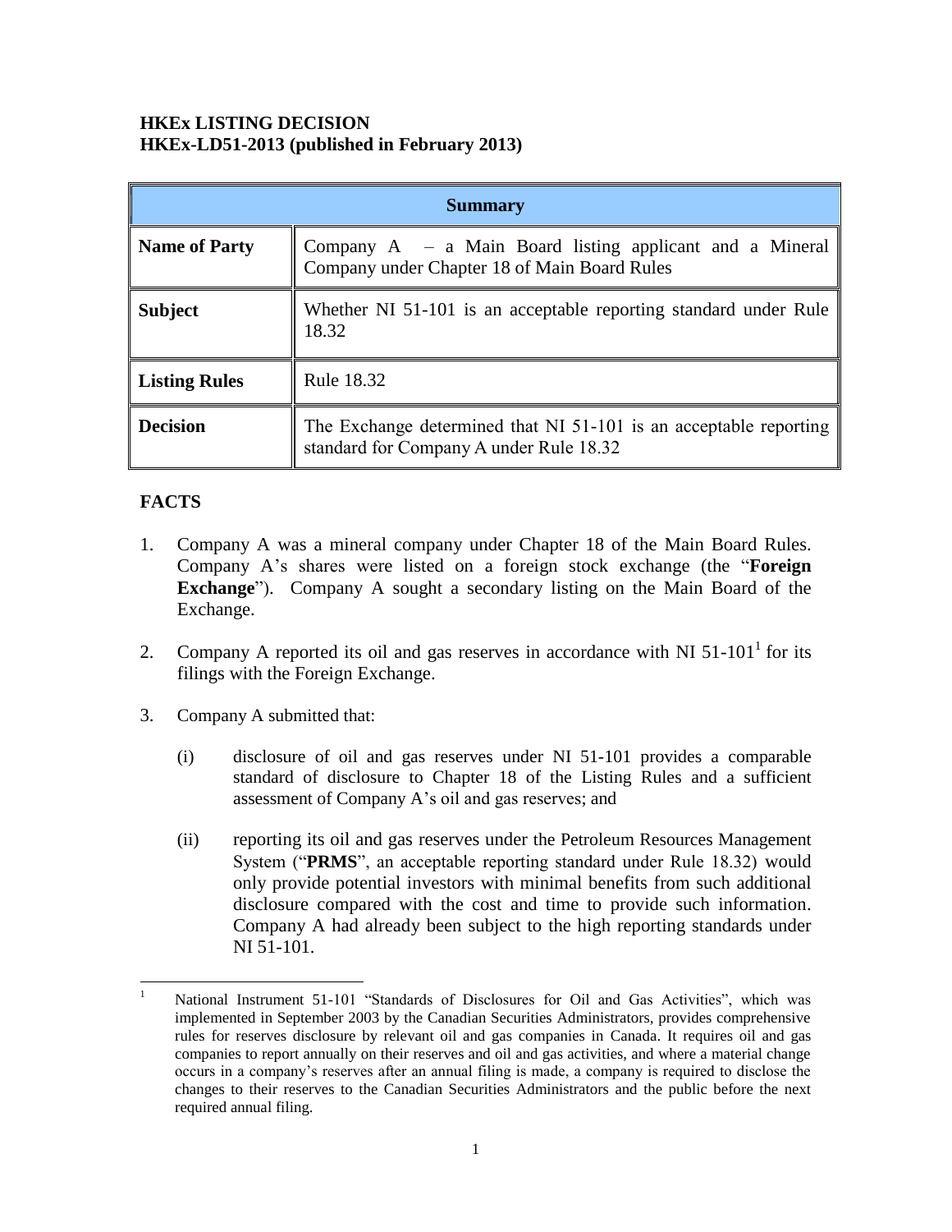**HKEx LISTING DECISION**
**HKEx-LD51-2013 (published in February 2013)**

| Summary | |
|---|---|
| **Name of Party** | Company A – a Main Board listing applicant and a Mineral Company under Chapter 18 of Main Board Rules |
| **Subject** | Whether NI 51-101 is an acceptable reporting standard under Rule 18.32 |
| **Listing Rules** | Rule 18.32 |
| **Decision** | The Exchange determined that NI 51-101 is an acceptable reporting standard for Company A under Rule 18.32 |

## FACTS

1. Company A was a mineral company under Chapter 18 of the Main Board Rules. Company A's shares were listed on a foreign stock exchange (the "**Foreign Exchange**"). Company A sought a secondary listing on the Main Board of the Exchange.

2. Company A reported its oil and gas reserves in accordance with NI 51-101[1] for its filings with the Foreign Exchange.

3. Company A submitted that:

   (i) disclosure of oil and gas reserves under NI 51-101 provides a comparable standard of disclosure to Chapter 18 of the Listing Rules and a sufficient assessment of Company A's oil and gas reserves; and

   (ii) reporting its oil and gas reserves under the Petroleum Resources Management System ("**PRMS**", an acceptable reporting standard under Rule 18.32) would only provide potential investors with minimal benefits from such additional disclosure compared with the cost and time to provide such information. Company A had already been subject to the high reporting standards under NI 51-101.

---

[1] National Instrument 51-101 "Standards of Disclosures for Oil and Gas Activities", which was implemented in September 2003 by the Canadian Securities Administrators, provides comprehensive rules for reserves disclosure by relevant oil and gas companies in Canada. It requires oil and gas companies to report annually on their reserves and oil and gas activities, and where a material change occurs in a company's reserves after an annual filing is made, a company is required to disclose the changes to their reserves to the Canadian Securities Administrators and the public before the next required annual filing.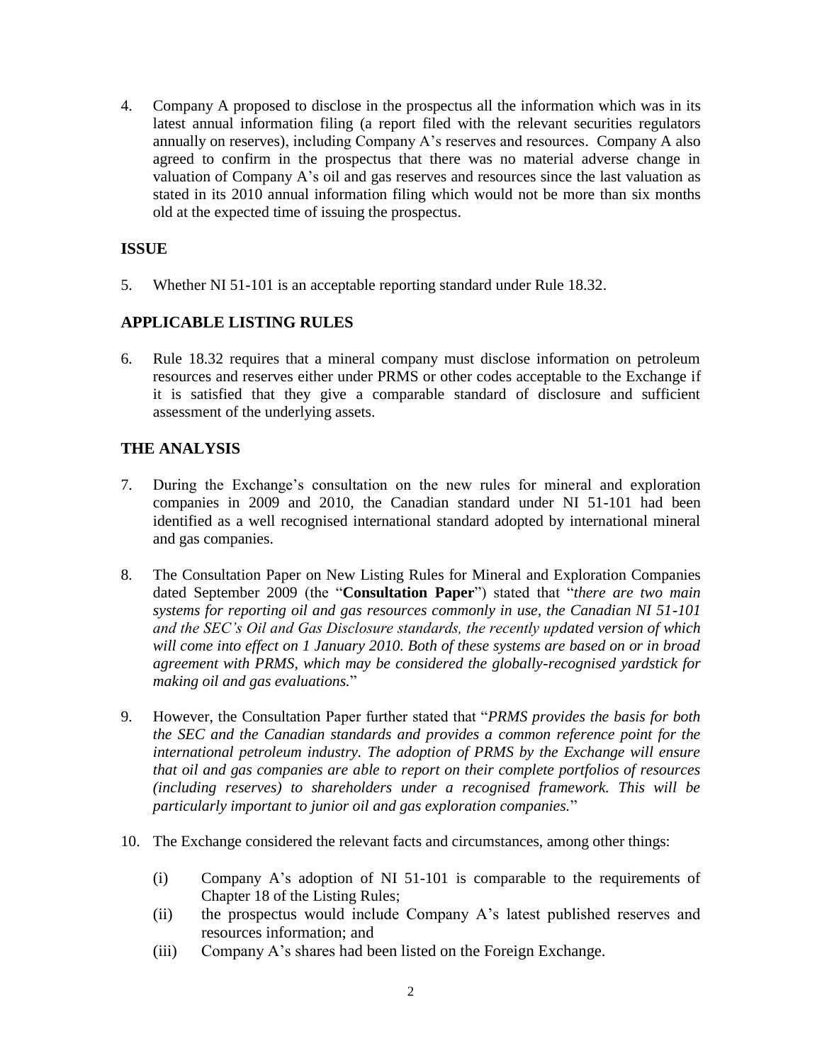4. Company A proposed to disclose in the prospectus all the information which was in its latest annual information filing (a report filed with the relevant securities regulators annually on reserves), including Company A's reserves and resources. Company A also agreed to confirm in the prospectus that there was no material adverse change in valuation of Company A's oil and gas reserves and resources since the last valuation as stated in its 2010 annual information filing which would not be more than six months old at the expected time of issuing the prospectus.

## ISSUE

5. Whether NI 51-101 is an acceptable reporting standard under Rule 18.32.

## APPLICABLE LISTING RULES

6. Rule 18.32 requires that a mineral company must disclose information on petroleum resources and reserves either under PRMS or other codes acceptable to the Exchange if it is satisfied that they give a comparable standard of disclosure and sufficient assessment of the underlying assets.

## THE ANALYSIS

7. During the Exchange's consultation on the new rules for mineral and exploration companies in 2009 and 2010, the Canadian standard under NI 51-101 had been identified as a well recognised international standard adopted by international mineral and gas companies.

8. The Consultation Paper on New Listing Rules for Mineral and Exploration Companies dated September 2009 (the "**Consultation Paper**") stated that "*there are two main systems for reporting oil and gas resources commonly in use, the Canadian NI 51-101 and the SEC's Oil and Gas Disclosure standards, the recently updated version of which will come into effect on 1 January 2010. Both of these systems are based on or in broad agreement with PRMS, which may be considered the globally-recognised yardstick for making oil and gas evaluations.*"

9. However, the Consultation Paper further stated that "*PRMS provides the basis for both the SEC and the Canadian standards and provides a common reference point for the international petroleum industry. The adoption of PRMS by the Exchange will ensure that oil and gas companies are able to report on their complete portfolios of resources (including reserves) to shareholders under a recognised framework. This will be particularly important to junior oil and gas exploration companies.*"

10. The Exchange considered the relevant facts and circumstances, among other things:

    (i) Company A's adoption of NI 51-101 is comparable to the requirements of Chapter 18 of the Listing Rules;

    (ii) the prospectus would include Company A's latest published reserves and resources information; and

    (iii) Company A's shares had been listed on the Foreign Exchange.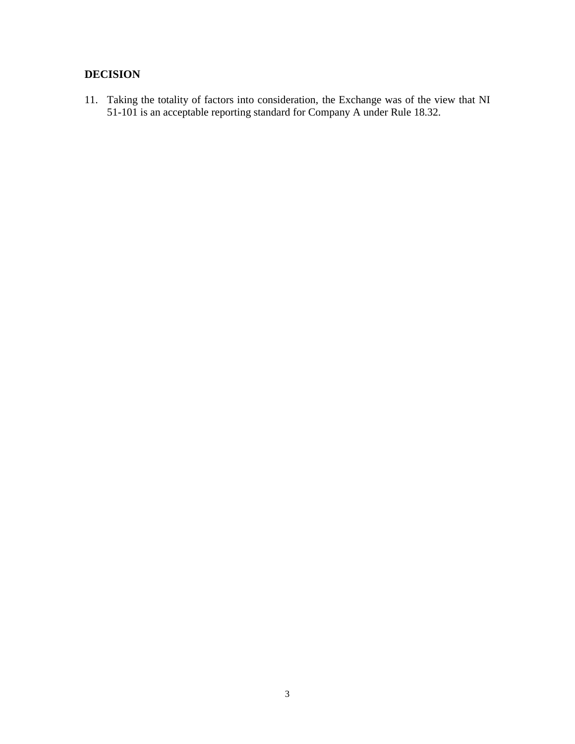## DECISION

11. Taking the totality of factors into consideration, the Exchange was of the view that NI 51-101 is an acceptable reporting standard for Company A under Rule 18.32.